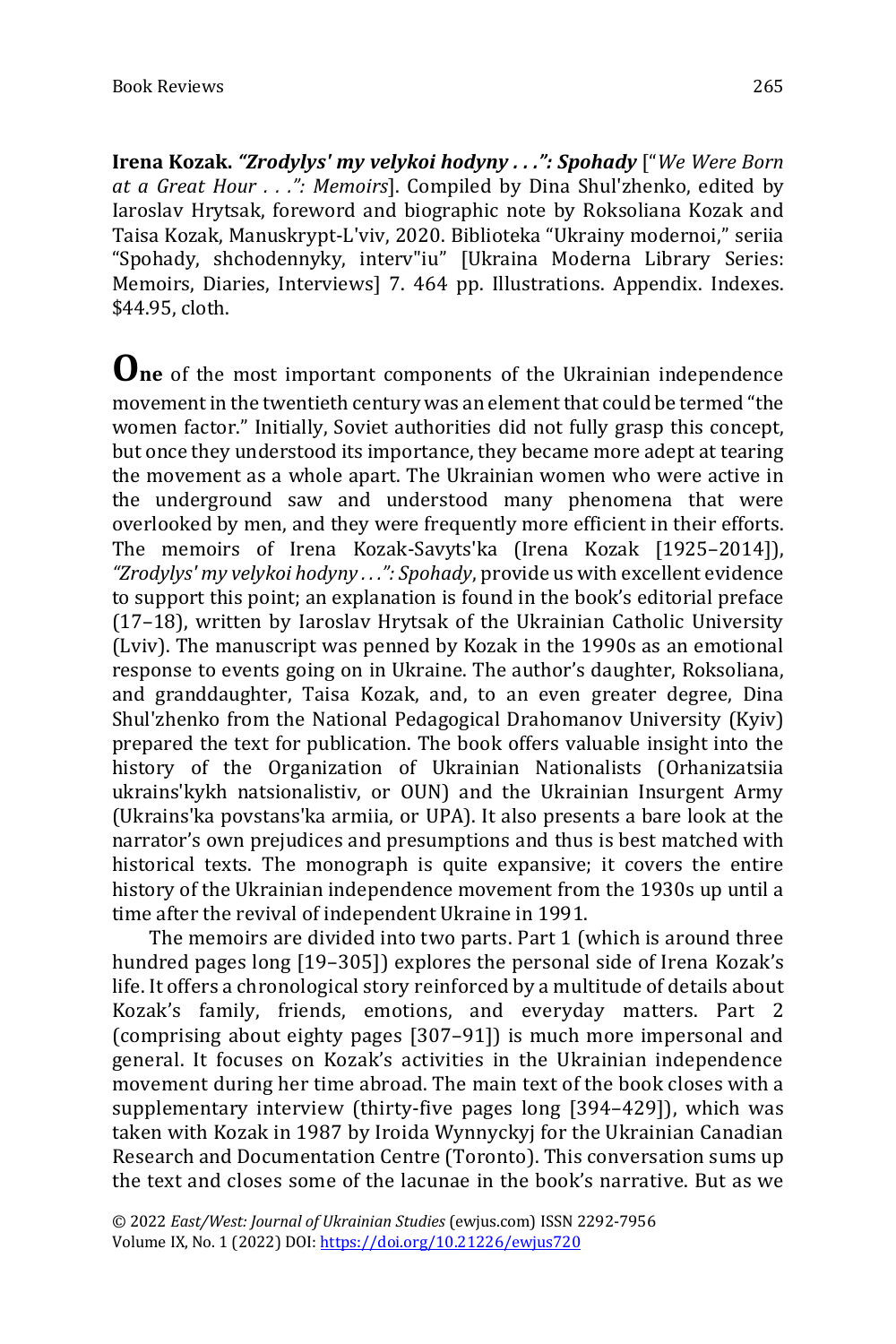**Irena Kozak.** ***"Zrodylys' my velykoi hodyny . . .": Spohady*** ["*We Were Born at a Great Hour . . .": Memoirs*]. Compiled by Dina Shul'zhenko, edited by Iaroslav Hrytsak, foreword and biographic note by Roksoliana Kozak and Taisa Kozak, Manuskrypt-L'viv, 2020. Biblioteka "Ukrainy modernoi," seriia "Spohady, shchodennyky, interv"iu" [Ukraina Moderna Library Series: Memoirs, Diaries, Interviews] 7. 464 pp. Illustrations. Appendix. Indexes. $44.95, cloth.

**One** of the most important components of the Ukrainian independence movement in the twentieth century was an element that could be termed "the women factor." Initially, Soviet authorities did not fully grasp this concept, but once they understood its importance, they became more adept at tearing the movement as a whole apart. The Ukrainian women who were active in the underground saw and understood many phenomena that were overlooked by men, and they were frequently more efficient in their efforts. The memoirs of Irena Kozak-Savyts'ka (Irena Kozak [1925–2014]), *"Zrodylys' my velykoi hodyny . . .": Spohady*, provide us with excellent evidence to support this point; an explanation is found in the book's editorial preface (17–18), written by Iaroslav Hrytsak of the Ukrainian Catholic University (Lviv). The manuscript was penned by Kozak in the 1990s as an emotional response to events going on in Ukraine. The author's daughter, Roksoliana, and granddaughter, Taisa Kozak, and, to an even greater degree, Dina Shul'zhenko from the National Pedagogical Drahomanov University (Kyiv) prepared the text for publication. The book offers valuable insight into the history of the Organization of Ukrainian Nationalists (Orhanizatsiia ukrains'kykh natsionalistiv, or OUN) and the Ukrainian Insurgent Army (Ukrains'ka povstans'ka armiia, or UPA). It also presents a bare look at the narrator's own prejudices and presumptions and thus is best matched with historical texts. The monograph is quite expansive; it covers the entire history of the Ukrainian independence movement from the 1930s up until a time after the revival of independent Ukraine in 1991.

The memoirs are divided into two parts. Part 1 (which is around three hundred pages long [19–305]) explores the personal side of Irena Kozak's life. It offers a chronological story reinforced by a multitude of details about Kozak's family, friends, emotions, and everyday matters. Part 2 (comprising about eighty pages [307–91]) is much more impersonal and general. It focuses on Kozak's activities in the Ukrainian independence movement during her time abroad. The main text of the book closes with a supplementary interview (thirty-five pages long [394–429]), which was taken with Kozak in 1987 by Iroida Wynnyckyj for the Ukrainian Canadian Research and Documentation Centre (Toronto). This conversation sums up the text and closes some of the lacunae in the book's narrative. But as we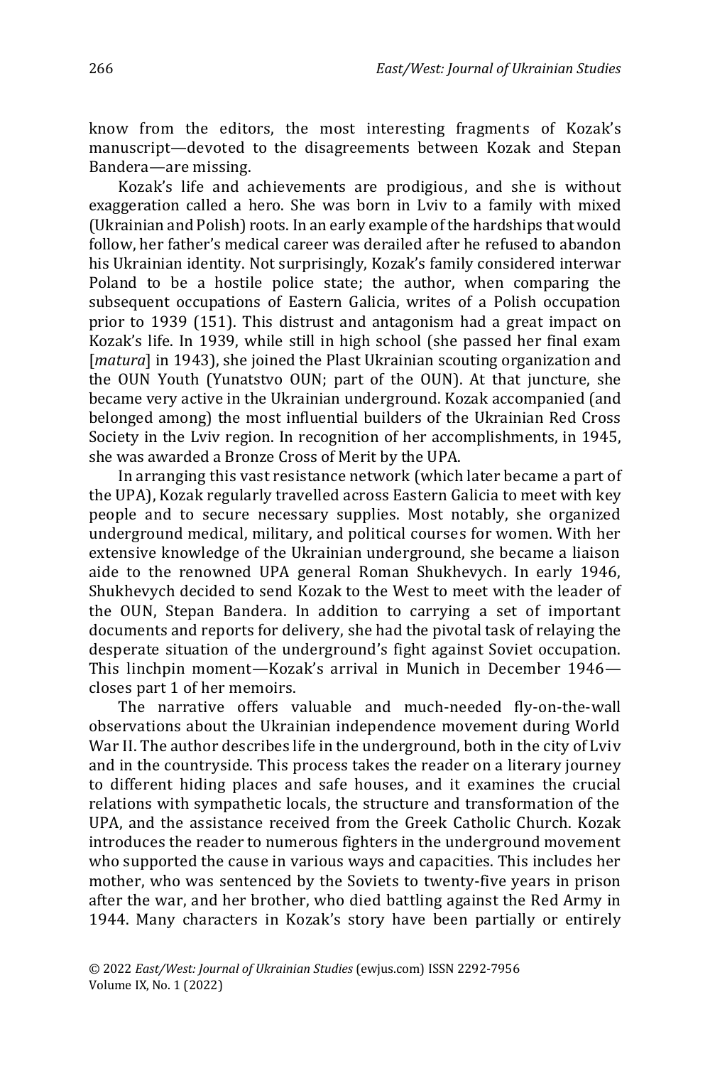know from the editors, the most interesting fragments of Kozak's manuscript—devoted to the disagreements between Kozak and Stepan Bandera—are missing.

Kozak's life and achievements are prodigious, and she is without exaggeration called a hero. She was born in Lviv to a family with mixed (Ukrainian and Polish) roots. In an early example of the hardships that would follow, her father's medical career was derailed after he refused to abandon his Ukrainian identity. Not surprisingly, Kozak's family considered interwar Poland to be a hostile police state; the author, when comparing the subsequent occupations of Eastern Galicia, writes of a Polish occupation prior to 1939 (151). This distrust and antagonism had a great impact on Kozak's life. In 1939, while still in high school (she passed her final exam [*matura*] in 1943), she joined the Plast Ukrainian scouting organization and the OUN Youth (Yunatstvo OUN; part of the OUN). At that juncture, she became very active in the Ukrainian underground. Kozak accompanied (and belonged among) the most influential builders of the Ukrainian Red Cross Society in the Lviv region. In recognition of her accomplishments, in 1945, she was awarded a Bronze Cross of Merit by the UPA.

In arranging this vast resistance network (which later became a part of the UPA), Kozak regularly travelled across Eastern Galicia to meet with key people and to secure necessary supplies. Most notably, she organized underground medical, military, and political courses for women. With her extensive knowledge of the Ukrainian underground, she became a liaison aide to the renowned UPA general Roman Shukhevych. In early 1946, Shukhevych decided to send Kozak to the West to meet with the leader of the OUN, Stepan Bandera. In addition to carrying a set of important documents and reports for delivery, she had the pivotal task of relaying the desperate situation of the underground's fight against Soviet occupation. This linchpin moment—Kozak's arrival in Munich in December 1946—closes part 1 of her memoirs.

The narrative offers valuable and much-needed fly-on-the-wall observations about the Ukrainian independence movement during World War II. The author describes life in the underground, both in the city of Lviv and in the countryside. This process takes the reader on a literary journey to different hiding places and safe houses, and it examines the crucial relations with sympathetic locals, the structure and transformation of the UPA, and the assistance received from the Greek Catholic Church. Kozak introduces the reader to numerous fighters in the underground movement who supported the cause in various ways and capacities. This includes her mother, who was sentenced by the Soviets to twenty-five years in prison after the war, and her brother, who died battling against the Red Army in 1944. Many characters in Kozak's story have been partially or entirely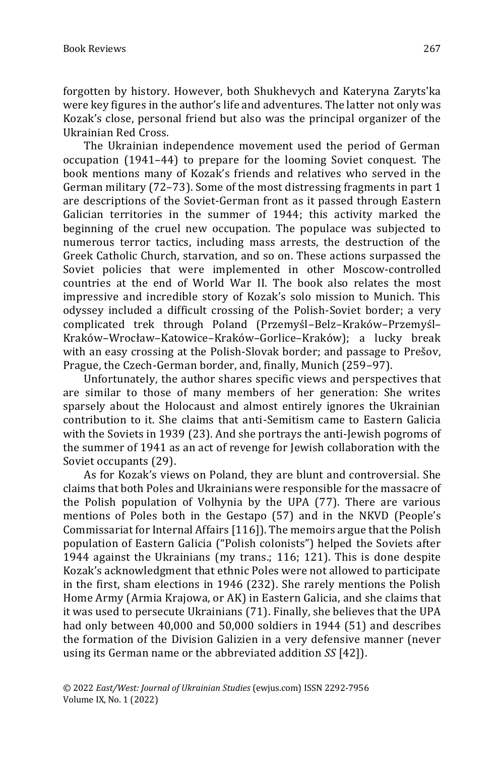forgotten by history. However, both Shukhevych and Kateryna Zaryts'ka were key figures in the author's life and adventures. The latter not only was Kozak's close, personal friend but also was the principal organizer of the Ukrainian Red Cross.

The Ukrainian independence movement used the period of German occupation (1941–44) to prepare for the looming Soviet conquest. The book mentions many of Kozak's friends and relatives who served in the German military (72–73). Some of the most distressing fragments in part 1 are descriptions of the Soviet-German front as it passed through Eastern Galician territories in the summer of 1944; this activity marked the beginning of the cruel new occupation. The populace was subjected to numerous terror tactics, including mass arrests, the destruction of the Greek Catholic Church, starvation, and so on. These actions surpassed the Soviet policies that were implemented in other Moscow-controlled countries at the end of World War II. The book also relates the most impressive and incredible story of Kozak's solo mission to Munich. This odyssey included a difficult crossing of the Polish-Soviet border; a very complicated trek through Poland (Przemyśl–Belz–Kraków–Przemyśl–Kraków–Wrocław–Katowice–Kraków–Gorlice–Kraków); a lucky break with an easy crossing at the Polish-Slovak border; and passage to Prešov, Prague, the Czech-German border, and, finally, Munich (259–97).

Unfortunately, the author shares specific views and perspectives that are similar to those of many members of her generation: She writes sparsely about the Holocaust and almost entirely ignores the Ukrainian contribution to it. She claims that anti-Semitism came to Eastern Galicia with the Soviets in 1939 (23). And she portrays the anti-Jewish pogroms of the summer of 1941 as an act of revenge for Jewish collaboration with the Soviet occupants (29).

As for Kozak's views on Poland, they are blunt and controversial. She claims that both Poles and Ukrainians were responsible for the massacre of the Polish population of Volhynia by the UPA (77). There are various mentions of Poles both in the Gestapo (57) and in the NKVD (People's Commissariat for Internal Affairs [116]). The memoirs argue that the Polish population of Eastern Galicia ("Polish colonists") helped the Soviets after 1944 against the Ukrainians (my trans.; 116; 121). This is done despite Kozak's acknowledgment that ethnic Poles were not allowed to participate in the first, sham elections in 1946 (232). She rarely mentions the Polish Home Army (Armia Krajowa, or AK) in Eastern Galicia, and she claims that it was used to persecute Ukrainians (71). Finally, she believes that the UPA had only between 40,000 and 50,000 soldiers in 1944 (51) and describes the formation of the Division Galizien in a very defensive manner (never using its German name or the abbreviated addition *SS* [42]).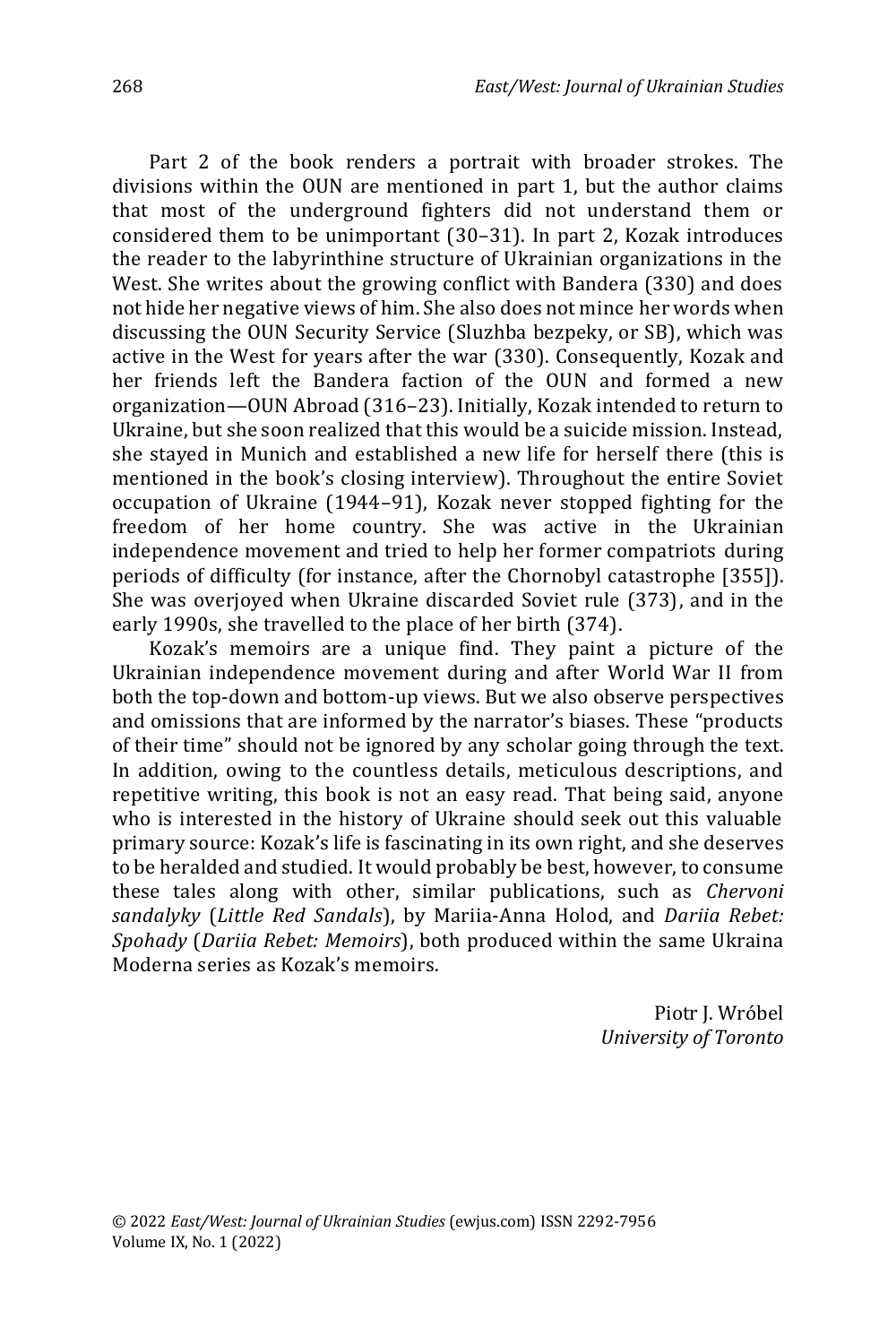Part 2 of the book renders a portrait with broader strokes. The divisions within the OUN are mentioned in part 1, but the author claims that most of the underground fighters did not understand them or considered them to be unimportant (30–31). In part 2, Kozak introduces the reader to the labyrinthine structure of Ukrainian organizations in the West. She writes about the growing conflict with Bandera (330) and does not hide her negative views of him. She also does not mince her words when discussing the OUN Security Service (Sluzhba bezpeky, or SB), which was active in the West for years after the war (330). Consequently, Kozak and her friends left the Bandera faction of the OUN and formed a new organization—OUN Abroad (316–23). Initially, Kozak intended to return to Ukraine, but she soon realized that this would be a suicide mission. Instead, she stayed in Munich and established a new life for herself there (this is mentioned in the book's closing interview). Throughout the entire Soviet occupation of Ukraine (1944–91), Kozak never stopped fighting for the freedom of her home country. She was active in the Ukrainian independence movement and tried to help her former compatriots during periods of difficulty (for instance, after the Chornobyl catastrophe [355]). She was overjoyed when Ukraine discarded Soviet rule (373), and in the early 1990s, she travelled to the place of her birth (374).

Kozak's memoirs are a unique find. They paint a picture of the Ukrainian independence movement during and after World War II from both the top-down and bottom-up views. But we also observe perspectives and omissions that are informed by the narrator's biases. These "products of their time" should not be ignored by any scholar going through the text. In addition, owing to the countless details, meticulous descriptions, and repetitive writing, this book is not an easy read. That being said, anyone who is interested in the history of Ukraine should seek out this valuable primary source: Kozak's life is fascinating in its own right, and she deserves to be heralded and studied. It would probably be best, however, to consume these tales along with other, similar publications, such as *Chervoni sandalyky* (*Little Red Sandals*), by Mariia-Anna Holod, and *Dariia Rebet: Spohady* (*Dariia Rebet: Memoirs*), both produced within the same Ukraina Moderna series as Kozak's memoirs.

Piotr J. Wróbel
*University of Toronto*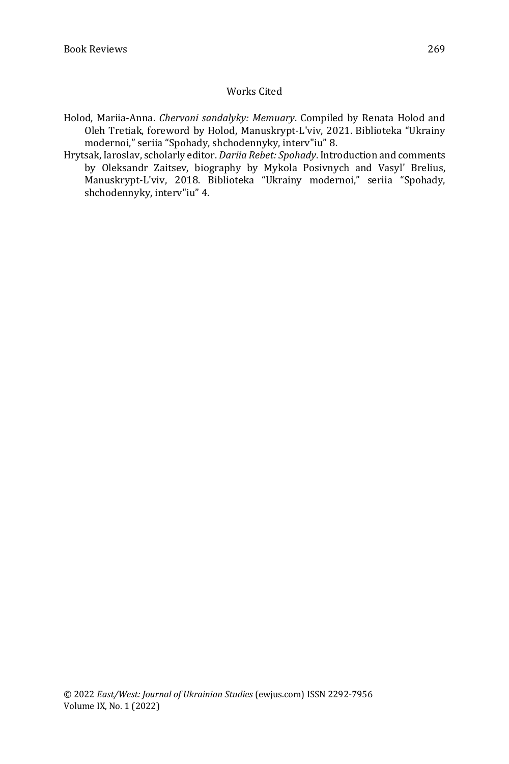## Works Cited

Holod, Mariia-Anna. *Chervoni sandalyky: Memuary*. Compiled by Renata Holod and Oleh Tretiak, foreword by Holod, Manuskrypt-L'viv, 2021. Biblioteka "Ukrainy modernoi," seriia "Spohady, shchodennyky, interv"iu" 8.

Hrytsak, Iaroslav, scholarly editor. *Dariia Rebet: Spohady*. Introduction and comments by Oleksandr Zaitsev, biography by Mykola Posivnych and Vasyl' Brelius, Manuskrypt-L'viv, 2018. Biblioteka "Ukrainy modernoi," seriia "Spohady, shchodennyky, interv"iu" 4.